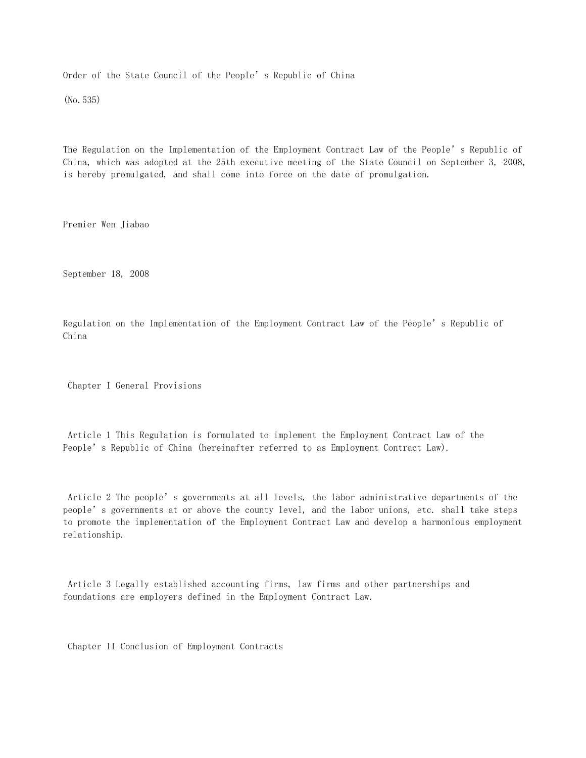Order of the State Council of the People's Republic of China

(No.535)

The Regulation on the Implementation of the Employment Contract Law of the People's Republic of China, which was adopted at the 25th executive meeting of the State Council on September 3, 2008, is hereby promulgated, and shall come into force on the date of promulgation.

Premier Wen Jiabao

September 18, 2008

# Regulation on the Implementation of the Employment Contract Law of the People's Republic of China

## Chapter I General Provisions

Article 1 This Regulation is formulated to implement the Employment Contract Law of the People's Republic of China (hereinafter referred to as Employment Contract Law).

Article 2 The people's governments at all levels, the labor administrative departments of the people's governments at or above the county level, and the labor unions, etc. shall take steps to promote the implementation of the Employment Contract Law and develop a harmonious employment relationship.

Article 3 Legally established accounting firms, law firms and other partnerships and foundations are employers defined in the Employment Contract Law.

## Chapter II Conclusion of Employment Contracts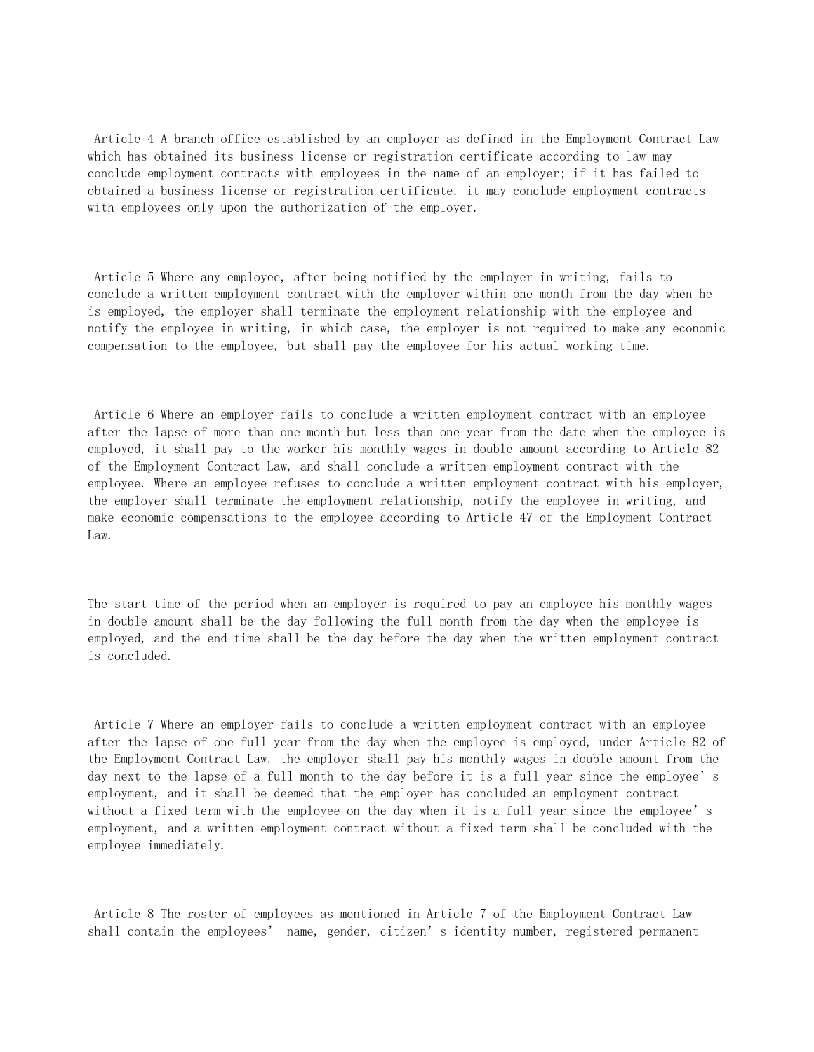Article 4 A branch office established by an employer as defined in the Employment Contract Law which has obtained its business license or registration certificate according to law may conclude employment contracts with employees in the name of an employer; if it has failed to obtained a business license or registration certificate, it may conclude employment contracts with employees only upon the authorization of the employer.

Article 5 Where any employee, after being notified by the employer in writing, fails to conclude a written employment contract with the employer within one month from the day when he is employed, the employer shall terminate the employment relationship with the employee and notify the employee in writing, in which case, the employer is not required to make any economic compensation to the employee, but shall pay the employee for his actual working time.

Article 6 Where an employer fails to conclude a written employment contract with an employee after the lapse of more than one month but less than one year from the date when the employee is employed, it shall pay to the worker his monthly wages in double amount according to Article 82 of the Employment Contract Law, and shall conclude a written employment contract with the employee. Where an employee refuses to conclude a written employment contract with his employer, the employer shall terminate the employment relationship, notify the employee in writing, and make economic compensations to the employee according to Article 47 of the Employment Contract Law.

The start time of the period when an employer is required to pay an employee his monthly wages in double amount shall be the day following the full month from the day when the employee is employed, and the end time shall be the day before the day when the written employment contract is concluded.

Article 7 Where an employer fails to conclude a written employment contract with an employee after the lapse of one full year from the day when the employee is employed, under Article 82 of the Employment Contract Law, the employer shall pay his monthly wages in double amount from the day next to the lapse of a full month to the day before it is a full year since the employee’s employment, and it shall be deemed that the employer has concluded an employment contract without a fixed term with the employee on the day when it is a full year since the employee’s employment, and a written employment contract without a fixed term shall be concluded with the employee immediately.

Article 8 The roster of employees as mentioned in Article 7 of the Employment Contract Law shall contain the employees’ name, gender, citizen’s identity number, registered permanent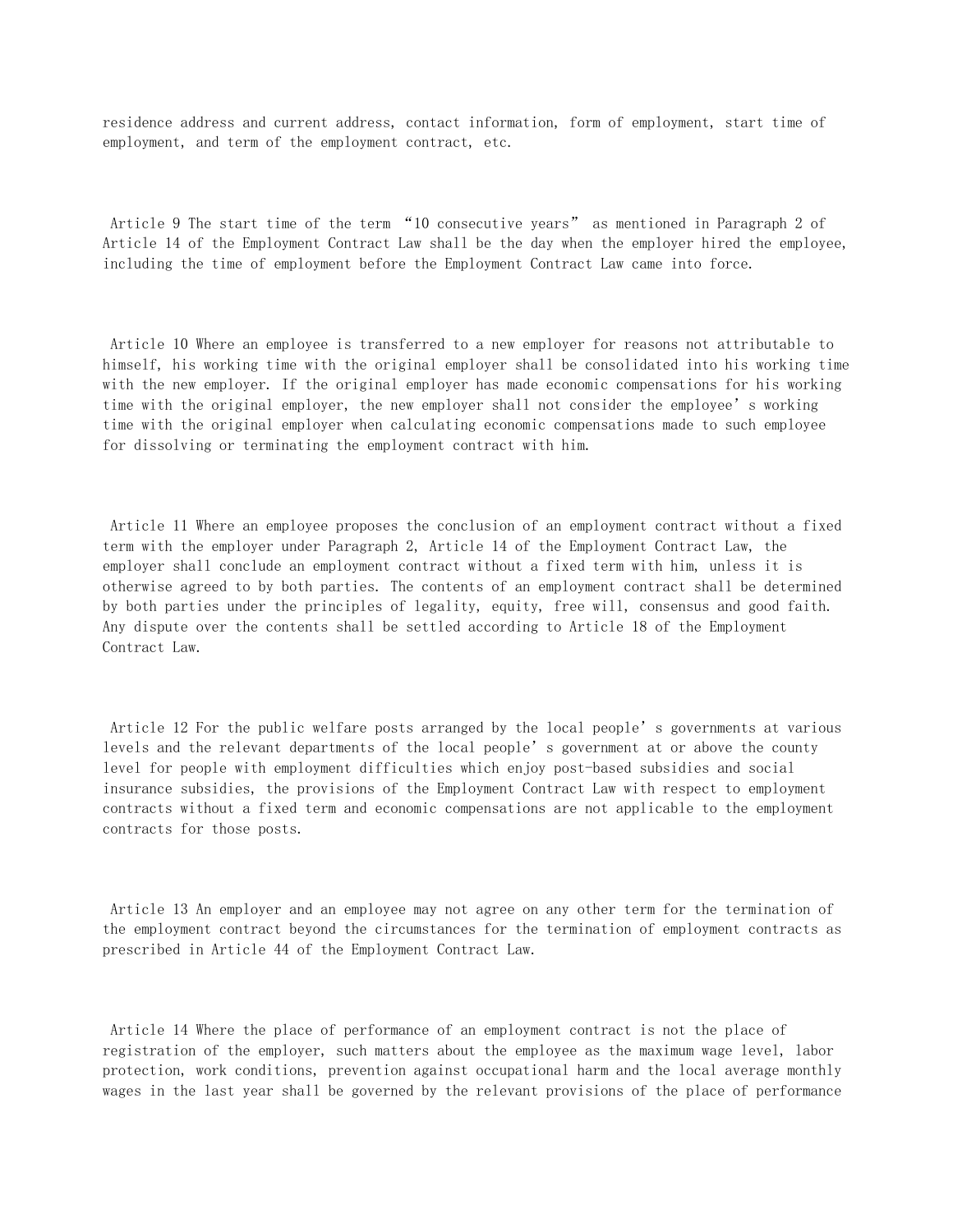residence address and current address, contact information, form of employment, start time of employment, and term of the employment contract, etc.

Article 9 The start time of the term “10 consecutive years” as mentioned in Paragraph 2 of Article 14 of the Employment Contract Law shall be the day when the employer hired the employee, including the time of employment before the Employment Contract Law came into force.

Article 10 Where an employee is transferred to a new employer for reasons not attributable to himself, his working time with the original employer shall be consolidated into his working time with the new employer. If the original employer has made economic compensations for his working time with the original employer, the new employer shall not consider the employee’s working time with the original employer when calculating economic compensations made to such employee for dissolving or terminating the employment contract with him.

Article 11 Where an employee proposes the conclusion of an employment contract without a fixed term with the employer under Paragraph 2, Article 14 of the Employment Contract Law, the employer shall conclude an employment contract without a fixed term with him, unless it is otherwise agreed to by both parties. The contents of an employment contract shall be determined by both parties under the principles of legality, equity, free will, consensus and good faith. Any dispute over the contents shall be settled according to Article 18 of the Employment Contract Law.

Article 12 For the public welfare posts arranged by the local people’s governments at various levels and the relevant departments of the local people’s government at or above the county level for people with employment difficulties which enjoy post-based subsidies and social insurance subsidies, the provisions of the Employment Contract Law with respect to employment contracts without a fixed term and economic compensations are not applicable to the employment contracts for those posts.

Article 13 An employer and an employee may not agree on any other term for the termination of the employment contract beyond the circumstances for the termination of employment contracts as prescribed in Article 44 of the Employment Contract Law.

Article 14 Where the place of performance of an employment contract is not the place of registration of the employer, such matters about the employee as the maximum wage level, labor protection, work conditions, prevention against occupational harm and the local average monthly wages in the last year shall be governed by the relevant provisions of the place of performance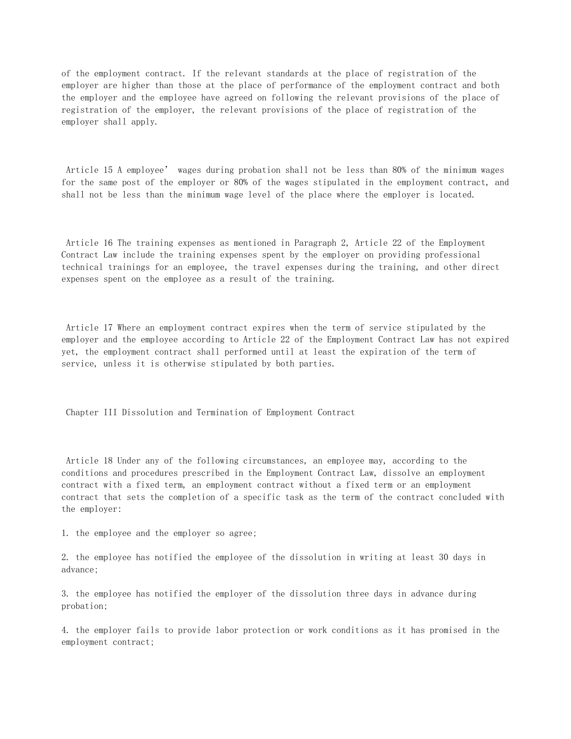of the employment contract. If the relevant standards at the place of registration of the employer are higher than those at the place of performance of the employment contract and both the employer and the employee have agreed on following the relevant provisions of the place of registration of the employer, the relevant provisions of the place of registration of the employer shall apply.

Article 15 A employee' wages during probation shall not be less than 80% of the minimum wages for the same post of the employer or 80% of the wages stipulated in the employment contract, and shall not be less than the minimum wage level of the place where the employer is located.

Article 16 The training expenses as mentioned in Paragraph 2, Article 22 of the Employment Contract Law include the training expenses spent by the employer on providing professional technical trainings for an employee, the travel expenses during the training, and other direct expenses spent on the employee as a result of the training.

Article 17 Where an employment contract expires when the term of service stipulated by the employer and the employee according to Article 22 of the Employment Contract Law has not expired yet, the employment contract shall performed until at least the expiration of the term of service, unless it is otherwise stipulated by both parties.

## Chapter III Dissolution and Termination of Employment Contract

Article 18 Under any of the following circumstances, an employee may, according to the conditions and procedures prescribed in the Employment Contract Law, dissolve an employment contract with a fixed term, an employment contract without a fixed term or an employment contract that sets the completion of a specific task as the term of the contract concluded with the employer:

1. the employee and the employer so agree;

2. the employee has notified the employee of the dissolution in writing at least 30 days in advance;

3. the employee has notified the employer of the dissolution three days in advance during probation;

4. the employer fails to provide labor protection or work conditions as it has promised in the employment contract;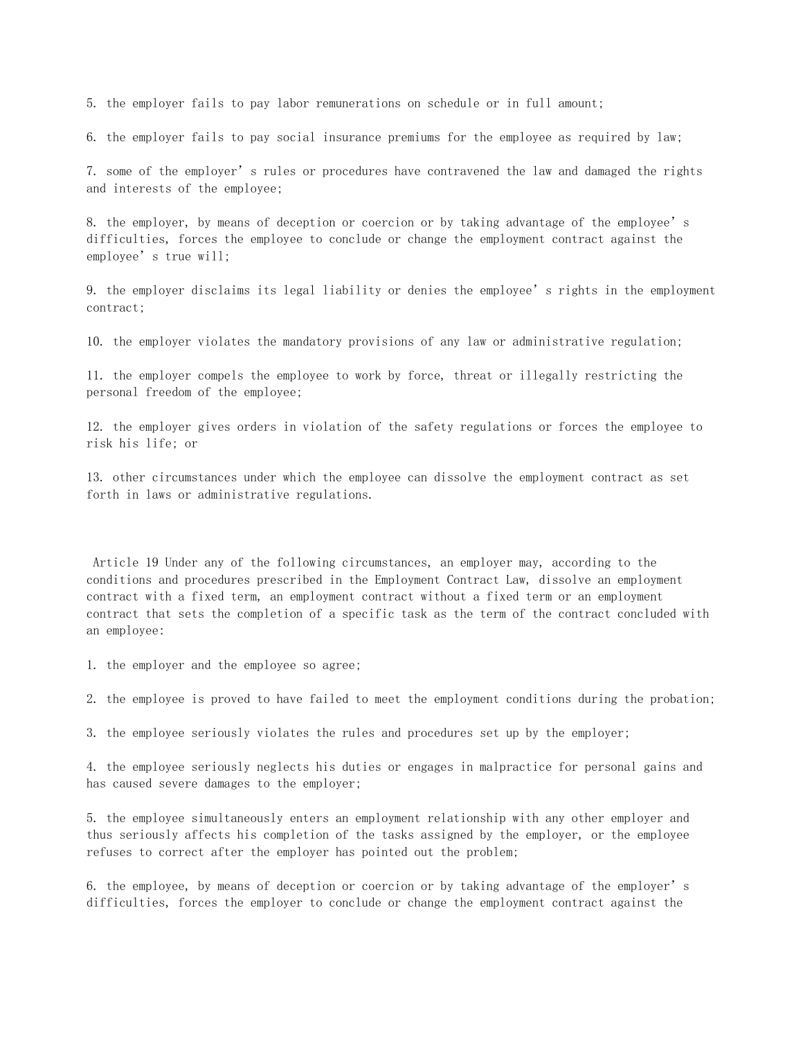5. the employer fails to pay labor remunerations on schedule or in full amount;

6. the employer fails to pay social insurance premiums for the employee as required by law;

7. some of the employer’s rules or procedures have contravened the law and damaged the rights and interests of the employee;

8. the employer, by means of deception or coercion or by taking advantage of the employee’s difficulties, forces the employee to conclude or change the employment contract against the employee’s true will;

9. the employer disclaims its legal liability or denies the employee’s rights in the employment contract;

10. the employer violates the mandatory provisions of any law or administrative regulation;

11. the employer compels the employee to work by force, threat or illegally restricting the personal freedom of the employee;

12. the employer gives orders in violation of the safety regulations or forces the employee to risk his life; or

13. other circumstances under which the employee can dissolve the employment contract as set forth in laws or administrative regulations.

Article 19 Under any of the following circumstances, an employer may, according to the conditions and procedures prescribed in the Employment Contract Law, dissolve an employment contract with a fixed term, an employment contract without a fixed term or an employment contract that sets the completion of a specific task as the term of the contract concluded with an employee:

1. the employer and the employee so agree;

2. the employee is proved to have failed to meet the employment conditions during the probation;

3. the employee seriously violates the rules and procedures set up by the employer;

4. the employee seriously neglects his duties or engages in malpractice for personal gains and has caused severe damages to the employer;

5. the employee simultaneously enters an employment relationship with any other employer and thus seriously affects his completion of the tasks assigned by the employer, or the employee refuses to correct after the employer has pointed out the problem;

6. the employee, by means of deception or coercion or by taking advantage of the employer’s difficulties, forces the employer to conclude or change the employment contract against the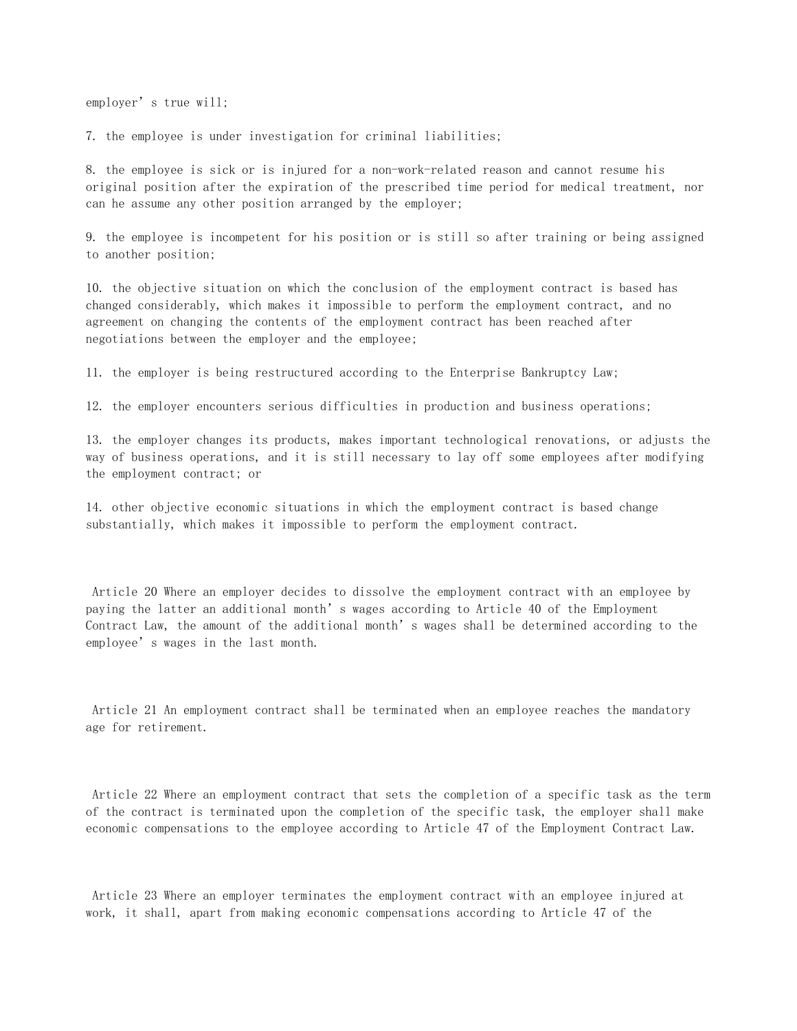employer' s true will;

7. the employee is under investigation for criminal liabilities;

8. the employee is sick or is injured for a non-work-related reason and cannot resume his original position after the expiration of the prescribed time period for medical treatment, nor can he assume any other position arranged by the employer;

9. the employee is incompetent for his position or is still so after training or being assigned to another position;

10. the objective situation on which the conclusion of the employment contract is based has changed considerably, which makes it impossible to perform the employment contract, and no agreement on changing the contents of the employment contract has been reached after negotiations between the employer and the employee;

11. the employer is being restructured according to the Enterprise Bankruptcy Law;

12. the employer encounters serious difficulties in production and business operations;

13. the employer changes its products, makes important technological renovations, or adjusts the way of business operations, and it is still necessary to lay off some employees after modifying the employment contract; or

14. other objective economic situations in which the employment contract is based change substantially, which makes it impossible to perform the employment contract.

Article 20 Where an employer decides to dissolve the employment contract with an employee by paying the latter an additional month' s wages according to Article 40 of the Employment Contract Law, the amount of the additional month' s wages shall be determined according to the employee' s wages in the last month.

Article 21 An employment contract shall be terminated when an employee reaches the mandatory age for retirement.

Article 22 Where an employment contract that sets the completion of a specific task as the term of the contract is terminated upon the completion of the specific task, the employer shall make economic compensations to the employee according to Article 47 of the Employment Contract Law.

Article 23 Where an employer terminates the employment contract with an employee injured at work, it shall, apart from making economic compensations according to Article 47 of the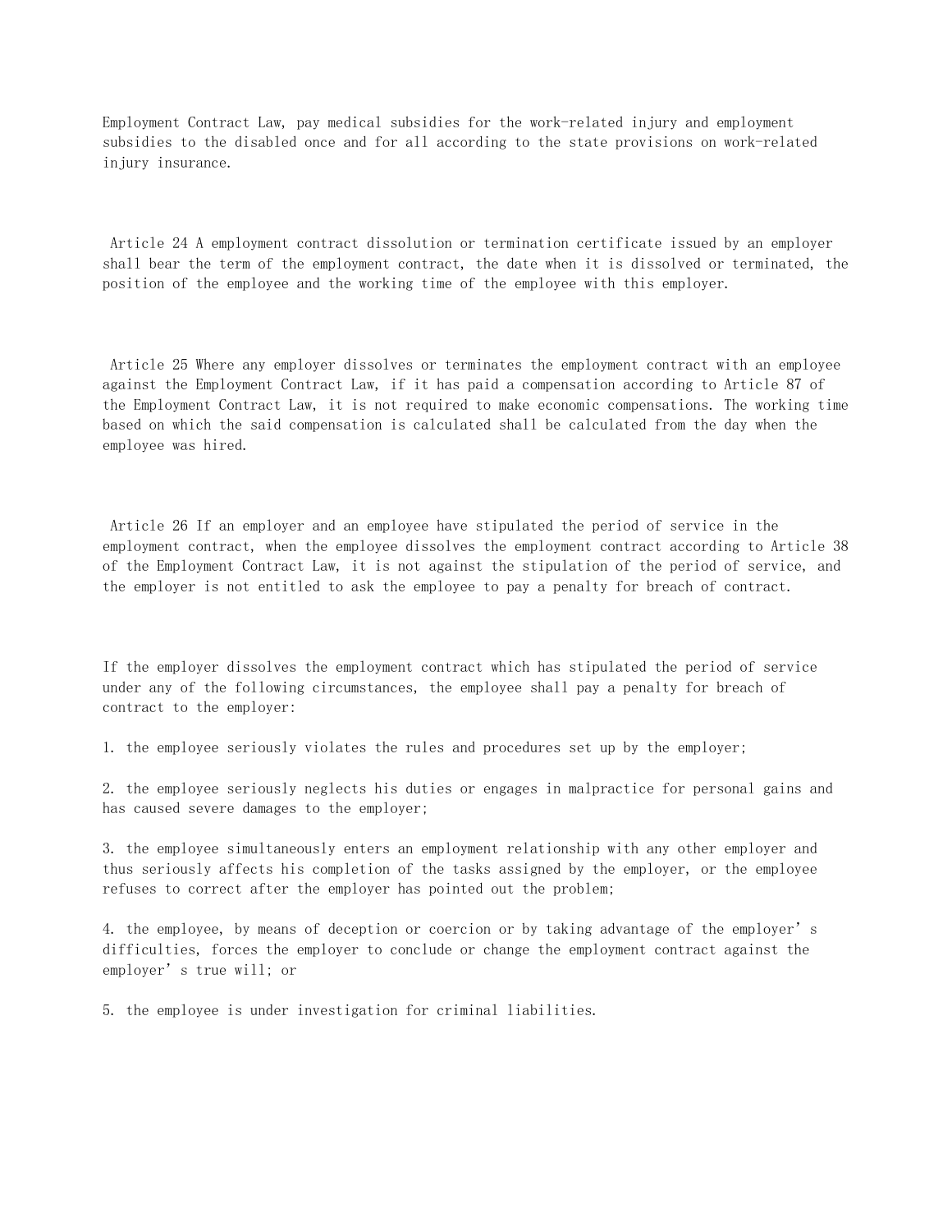Employment Contract Law, pay medical subsidies for the work-related injury and employment subsidies to the disabled once and for all according to the state provisions on work-related injury insurance.

Article 24 A employment contract dissolution or termination certificate issued by an employer shall bear the term of the employment contract, the date when it is dissolved or terminated, the position of the employee and the working time of the employee with this employer.

Article 25 Where any employer dissolves or terminates the employment contract with an employee against the Employment Contract Law, if it has paid a compensation according to Article 87 of the Employment Contract Law, it is not required to make economic compensations. The working time based on which the said compensation is calculated shall be calculated from the day when the employee was hired.

Article 26 If an employer and an employee have stipulated the period of service in the employment contract, when the employee dissolves the employment contract according to Article 38 of the Employment Contract Law, it is not against the stipulation of the period of service, and the employer is not entitled to ask the employee to pay a penalty for breach of contract.

If the employer dissolves the employment contract which has stipulated the period of service under any of the following circumstances, the employee shall pay a penalty for breach of contract to the employer:

1. the employee seriously violates the rules and procedures set up by the employer;

2. the employee seriously neglects his duties or engages in malpractice for personal gains and has caused severe damages to the employer;

3. the employee simultaneously enters an employment relationship with any other employer and thus seriously affects his completion of the tasks assigned by the employer, or the employee refuses to correct after the employer has pointed out the problem;

4. the employee, by means of deception or coercion or by taking advantage of the employer’s difficulties, forces the employer to conclude or change the employment contract against the employer’s true will; or

5. the employee is under investigation for criminal liabilities.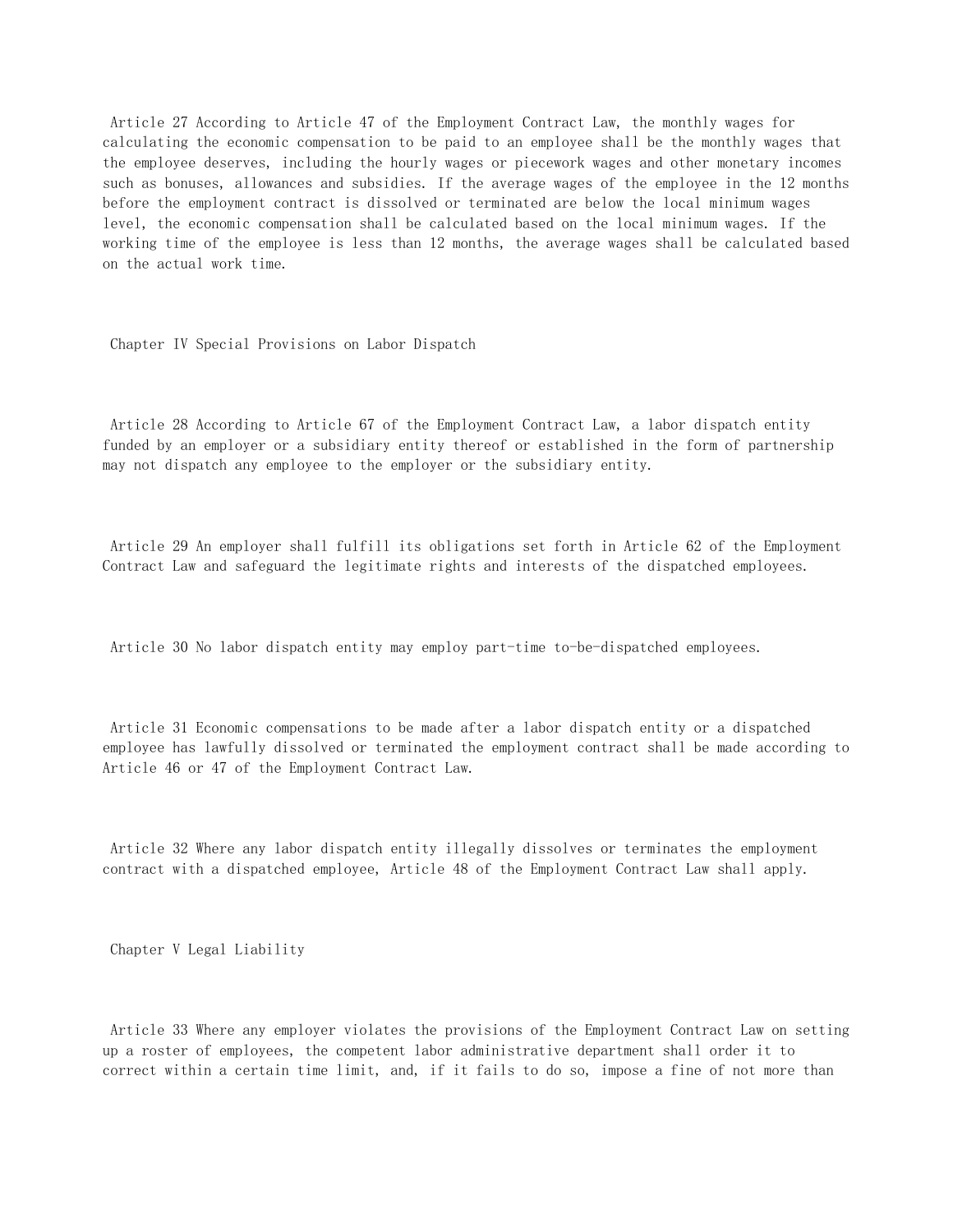Article 27 According to Article 47 of the Employment Contract Law, the monthly wages for calculating the economic compensation to be paid to an employee shall be the monthly wages that the employee deserves, including the hourly wages or piecework wages and other monetary incomes such as bonuses, allowances and subsidies. If the average wages of the employee in the 12 months before the employment contract is dissolved or terminated are below the local minimum wages level, the economic compensation shall be calculated based on the local minimum wages. If the working time of the employee is less than 12 months, the average wages shall be calculated based on the actual work time.

## Chapter IV Special Provisions on Labor Dispatch

Article 28 According to Article 67 of the Employment Contract Law, a labor dispatch entity funded by an employer or a subsidiary entity thereof or established in the form of partnership may not dispatch any employee to the employer or the subsidiary entity.

Article 29 An employer shall fulfill its obligations set forth in Article 62 of the Employment Contract Law and safeguard the legitimate rights and interests of the dispatched employees.

Article 30 No labor dispatch entity may employ part-time to-be-dispatched employees.

Article 31 Economic compensations to be made after a labor dispatch entity or a dispatched employee has lawfully dissolved or terminated the employment contract shall be made according to Article 46 or 47 of the Employment Contract Law.

Article 32 Where any labor dispatch entity illegally dissolves or terminates the employment contract with a dispatched employee, Article 48 of the Employment Contract Law shall apply.

## Chapter V Legal Liability

Article 33 Where any employer violates the provisions of the Employment Contract Law on setting up a roster of employees, the competent labor administrative department shall order it to correct within a certain time limit, and, if it fails to do so, impose a fine of not more than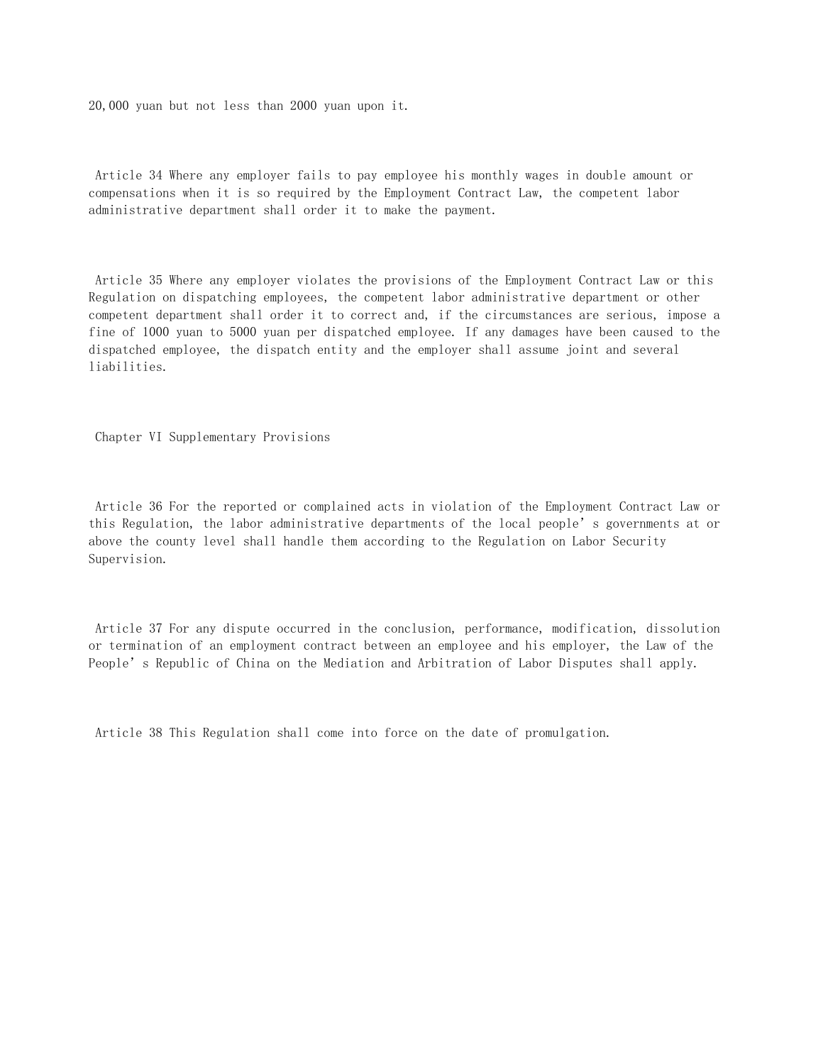20,000 yuan but not less than 2000 yuan upon it.

Article 34 Where any employer fails to pay employee his monthly wages in double amount or compensations when it is so required by the Employment Contract Law, the competent labor administrative department shall order it to make the payment.

Article 35 Where any employer violates the provisions of the Employment Contract Law or this Regulation on dispatching employees, the competent labor administrative department or other competent department shall order it to correct and, if the circumstances are serious, impose a fine of 1000 yuan to 5000 yuan per dispatched employee. If any damages have been caused to the dispatched employee, the dispatch entity and the employer shall assume joint and several liabilities.

## Chapter VI Supplementary Provisions

Article 36 For the reported or complained acts in violation of the Employment Contract Law or this Regulation, the labor administrative departments of the local people's governments at or above the county level shall handle them according to the Regulation on Labor Security Supervision.

Article 37 For any dispute occurred in the conclusion, performance, modification, dissolution or termination of an employment contract between an employee and his employer, the Law of the People's Republic of China on the Mediation and Arbitration of Labor Disputes shall apply.

Article 38 This Regulation shall come into force on the date of promulgation.